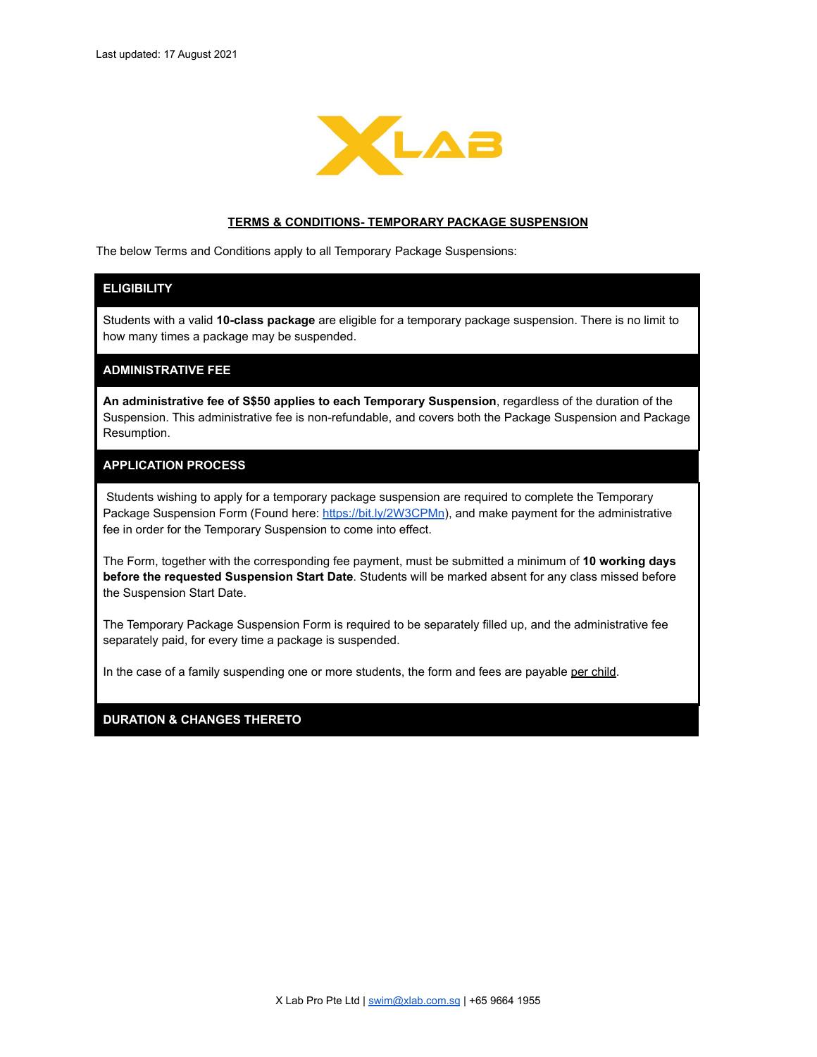Last updated: 17 August 2021

XLAB

## TERMS & CONDITIONS- TEMPORARY PACKAGE SUSPENSION

The below Terms and Conditions apply to all Temporary Package Suspensions:

### ELIGIBILITY

Students with a valid **10-class package** are eligible for a temporary package suspension. There is no limit to how many times a package may be suspended.

### ADMINISTRATIVE FEE

**An administrative fee of S$50 applies to each Temporary Suspension**, regardless of the duration of the Suspension. This administrative fee is non-refundable, and covers both the Package Suspension and Package Resumption.

### APPLICATION PROCESS

Students wishing to apply for a temporary package suspension are required to complete the Temporary Package Suspension Form (Found here: https://bit.ly/2W3CPMn), and make payment for the administrative fee in order for the Temporary Suspension to come into effect.

The Form, together with the corresponding fee payment, must be submitted a minimum of **10 working days before the requested Suspension Start Date**. Students will be marked absent for any class missed before the Suspension Start Date.

The Temporary Package Suspension Form is required to be separately filled up, and the administrative fee separately paid, for every time a package is suspended.

In the case of a family suspending one or more students, the form and fees are payable per child.

### DURATION & CHANGES THERETO

X Lab Pro Pte Ltd | swim@xlab.com.sg | +65 9664 1955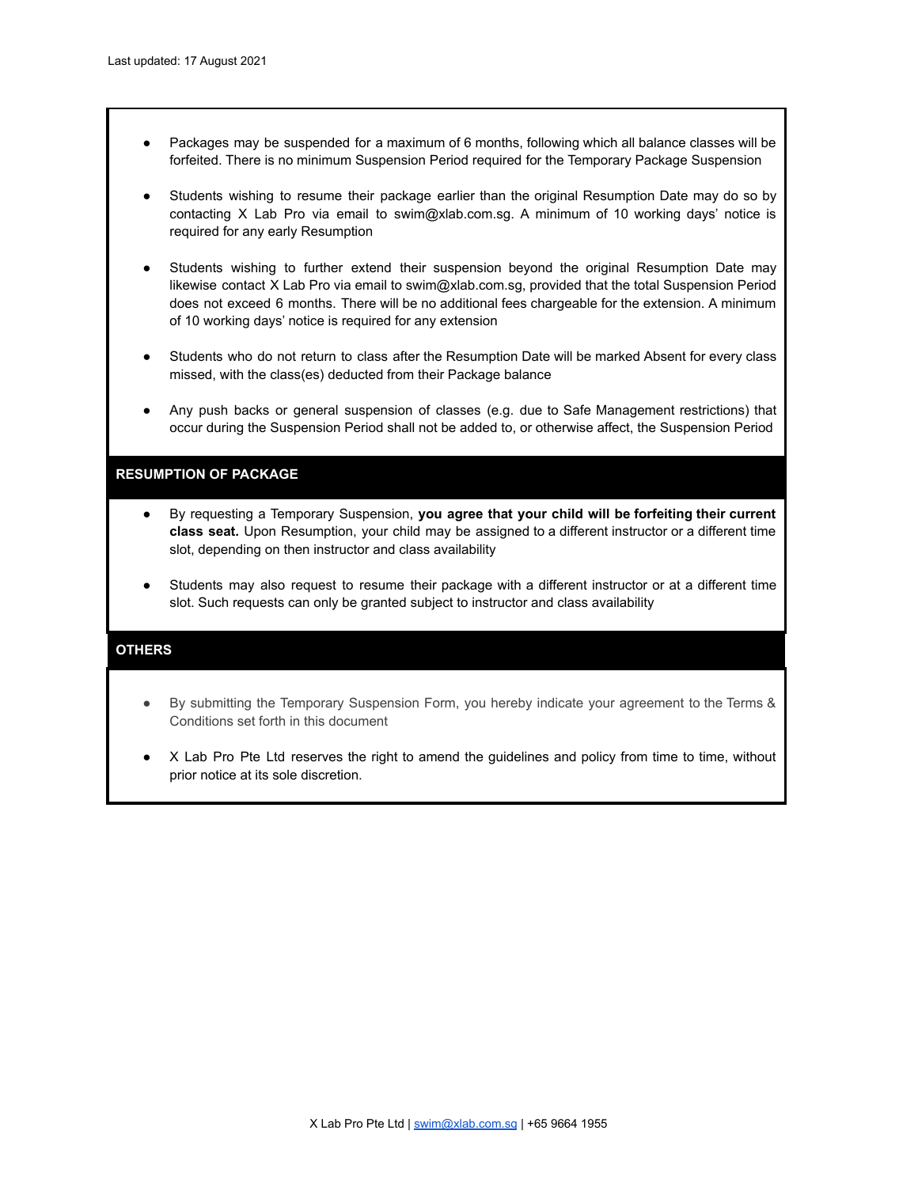Last updated: 17 August 2021

- Packages may be suspended for a maximum of 6 months, following which all balance classes will be forfeited. There is no minimum Suspension Period required for the Temporary Package Suspension
- Students wishing to resume their package earlier than the original Resumption Date may do so by contacting X Lab Pro via email to swim@xlab.com.sg. A minimum of 10 working days' notice is required for any early Resumption
- Students wishing to further extend their suspension beyond the original Resumption Date may likewise contact X Lab Pro via email to swim@xlab.com.sg, provided that the total Suspension Period does not exceed 6 months. There will be no additional fees chargeable for the extension. A minimum of 10 working days' notice is required for any extension
- Students who do not return to class after the Resumption Date will be marked Absent for every class missed, with the class(es) deducted from their Package balance
- Any push backs or general suspension of classes (e.g. due to Safe Management restrictions) that occur during the Suspension Period shall not be added to, or otherwise affect, the Suspension Period

## RESUMPTION OF PACKAGE

- By requesting a Temporary Suspension, **you agree that your child will be forfeiting their current class seat.** Upon Resumption, your child may be assigned to a different instructor or a different time slot, depending on then instructor and class availability
- Students may also request to resume their package with a different instructor or at a different time slot. Such requests can only be granted subject to instructor and class availability

## OTHERS

- By submitting the Temporary Suspension Form, you hereby indicate your agreement to the Terms & Conditions set forth in this document
- X Lab Pro Pte Ltd reserves the right to amend the guidelines and policy from time to time, without prior notice at its sole discretion.

X Lab Pro Pte Ltd | swim@xlab.com.sg | +65 9664 1955